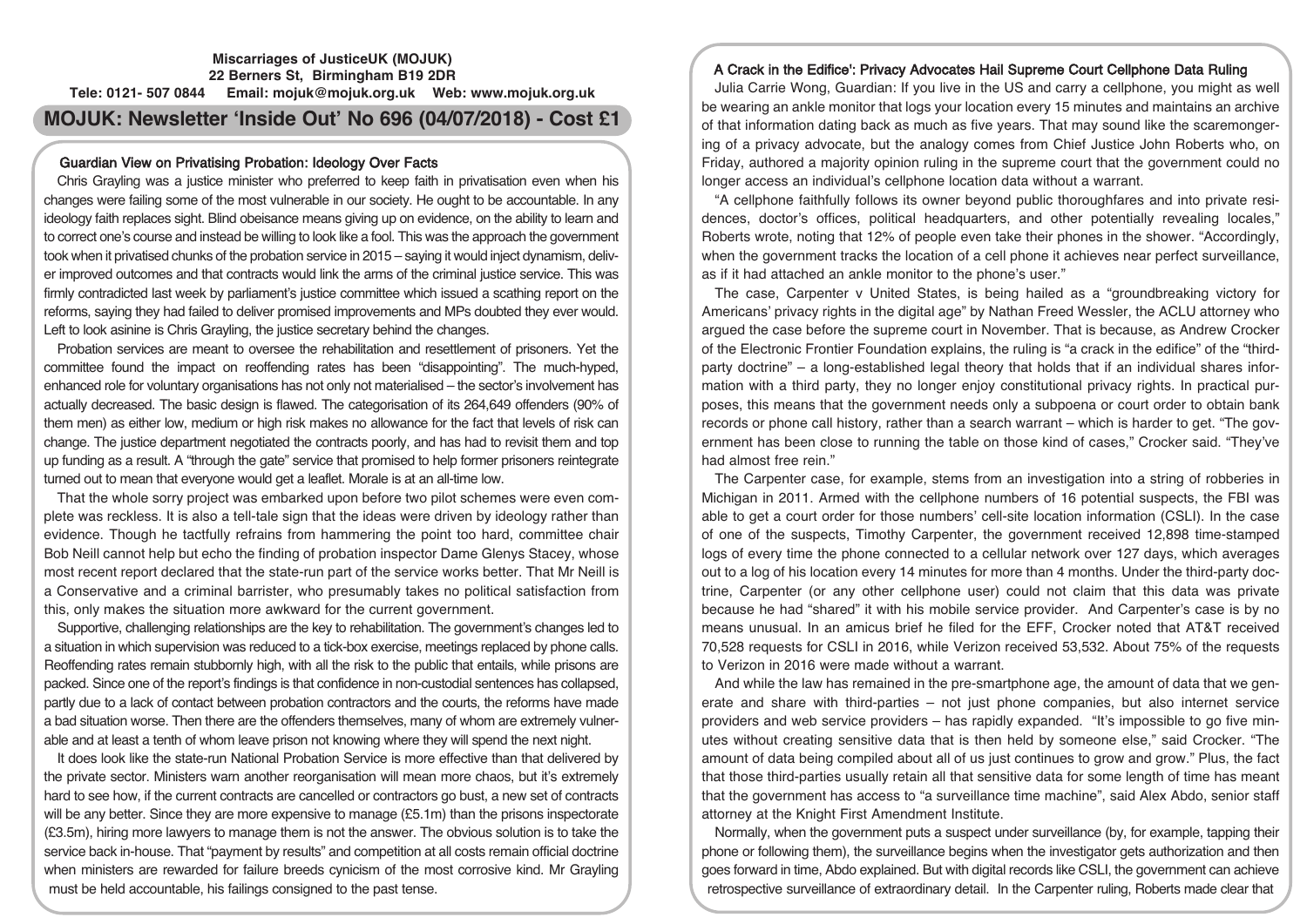**Miscarriages of JusticeUK (MOJUK)**
**22 Berners St, Birmingham B19 2DR**
**Tele: 0121- 507 0844 Email: mojuk@mojuk.org.uk Web: www.mojuk.org.uk**

# MOJUK: Newsletter 'Inside Out' No 696 (04/07/2018) - Cost £1

## Guardian View on Privatising Probation: Ideology Over Facts

Chris Grayling was a justice minister who preferred to keep faith in privatisation even when his changes were failing some of the most vulnerable in our society. He ought to be accountable. In any ideology faith replaces sight. Blind obeisance means giving up on evidence, on the ability to learn and to correct one's course and instead be willing to look like a fool. This was the approach the government took when it privatised chunks of the probation service in 2015 – saying it would inject dynamism, deliver improved outcomes and that contracts would link the arms of the criminal justice service. This was firmly contradicted last week by parliament's justice committee which issued a scathing report on the reforms, saying they had failed to deliver promised improvements and MPs doubted they ever would. Left to look asinine is Chris Grayling, the justice secretary behind the changes.

Probation services are meant to oversee the rehabilitation and resettlement of prisoners. Yet the committee found the impact on reoffending rates has been "disappointing". The much-hyped, enhanced role for voluntary organisations has not only not materialised – the sector's involvement has actually decreased. The basic design is flawed. The categorisation of its 264,649 offenders (90% of them men) as either low, medium or high risk makes no allowance for the fact that levels of risk can change. The justice department negotiated the contracts poorly, and has had to revisit them and top up funding as a result. A "through the gate" service that promised to help former prisoners reintegrate turned out to mean that everyone would get a leaflet. Morale is at an all-time low.

That the whole sorry project was embarked upon before two pilot schemes were even complete was reckless. It is also a tell-tale sign that the ideas were driven by ideology rather than evidence. Though he tactfully refrains from hammering the point too hard, committee chair Bob Neill cannot help but echo the finding of probation inspector Dame Glenys Stacey, whose most recent report declared that the state-run part of the service works better. That Mr Neill is a Conservative and a criminal barrister, who presumably takes no political satisfaction from this, only makes the situation more awkward for the current government.

Supportive, challenging relationships are the key to rehabilitation. The government's changes led to a situation in which supervision was reduced to a tick-box exercise, meetings replaced by phone calls. Reoffending rates remain stubbornly high, with all the risk to the public that entails, while prisons are packed. Since one of the report's findings is that confidence in non-custodial sentences has collapsed, partly due to a lack of contact between probation contractors and the courts, the reforms have made a bad situation worse. Then there are the offenders themselves, many of whom are extremely vulnerable and at least a tenth of whom leave prison not knowing where they will spend the next night.

It does look like the state-run National Probation Service is more effective than that delivered by the private sector. Ministers warn another reorganisation will mean more chaos, but it's extremely hard to see how, if the current contracts are cancelled or contractors go bust, a new set of contracts will be any better. Since they are more expensive to manage (£5.1m) than the prisons inspectorate (£3.5m), hiring more lawyers to manage them is not the answer. The obvious solution is to take the service back in-house. That "payment by results" and competition at all costs remain official doctrine when ministers are rewarded for failure breeds cynicism of the most corrosive kind. Mr Grayling must be held accountable, his failings consigned to the past tense.

## A Crack in the Edifice': Privacy Advocates Hail Supreme Court Cellphone Data Ruling

Julia Carrie Wong, Guardian: If you live in the US and carry a cellphone, you might as well be wearing an ankle monitor that logs your location every 15 minutes and maintains an archive of that information dating back as much as five years. That may sound like the scaremongering of a privacy advocate, but the analogy comes from Chief Justice John Roberts who, on Friday, authored a majority opinion ruling in the supreme court that the government could no longer access an individual's cellphone location data without a warrant.

"A cellphone faithfully follows its owner beyond public thoroughfares and into private residences, doctor's offices, political headquarters, and other potentially revealing locales," Roberts wrote, noting that 12% of people even take their phones in the shower. "Accordingly, when the government tracks the location of a cell phone it achieves near perfect surveillance, as if it had attached an ankle monitor to the phone's user."

The case, Carpenter v United States, is being hailed as a "groundbreaking victory for Americans' privacy rights in the digital age" by Nathan Freed Wessler, the ACLU attorney who argued the case before the supreme court in November. That is because, as Andrew Crocker of the Electronic Frontier Foundation explains, the ruling is "a crack in the edifice" of the "third-party doctrine" – a long-established legal theory that holds that if an individual shares information with a third party, they no longer enjoy constitutional privacy rights. In practical purposes, this means that the government needs only a subpoena or court order to obtain bank records or phone call history, rather than a search warrant – which is harder to get. "The government has been close to running the table on those kind of cases," Crocker said. "They've had almost free rein."

The Carpenter case, for example, stems from an investigation into a string of robberies in Michigan in 2011. Armed with the cellphone numbers of 16 potential suspects, the FBI was able to get a court order for those numbers' cell-site location information (CSLI). In the case of one of the suspects, Timothy Carpenter, the government received 12,898 time-stamped logs of every time the phone connected to a cellular network over 127 days, which averages out to a log of his location every 14 minutes for more than 4 months. Under the third-party doctrine, Carpenter (or any other cellphone user) could not claim that this data was private because he had "shared" it with his mobile service provider. And Carpenter's case is by no means unusual. In an amicus brief he filed for the EFF, Crocker noted that AT&T received 70,528 requests for CSLI in 2016, while Verizon received 53,532. About 75% of the requests to Verizon in 2016 were made without a warrant.

And while the law has remained in the pre-smartphone age, the amount of data that we generate and share with third-parties – not just phone companies, but also internet service providers and web service providers – has rapidly expanded. "It's impossible to go five minutes without creating sensitive data that is then held by someone else," said Crocker. "The amount of data being compiled about all of us just continues to grow and grow." Plus, the fact that those third-parties usually retain all that sensitive data for some length of time has meant that the government has access to "a surveillance time machine", said Alex Abdo, senior staff attorney at the Knight First Amendment Institute.

Normally, when the government puts a suspect under surveillance (by, for example, tapping their phone or following them), the surveillance begins when the investigator gets authorization and then goes forward in time, Abdo explained. But with digital records like CSLI, the government can achieve retrospective surveillance of extraordinary detail. In the Carpenter ruling, Roberts made clear that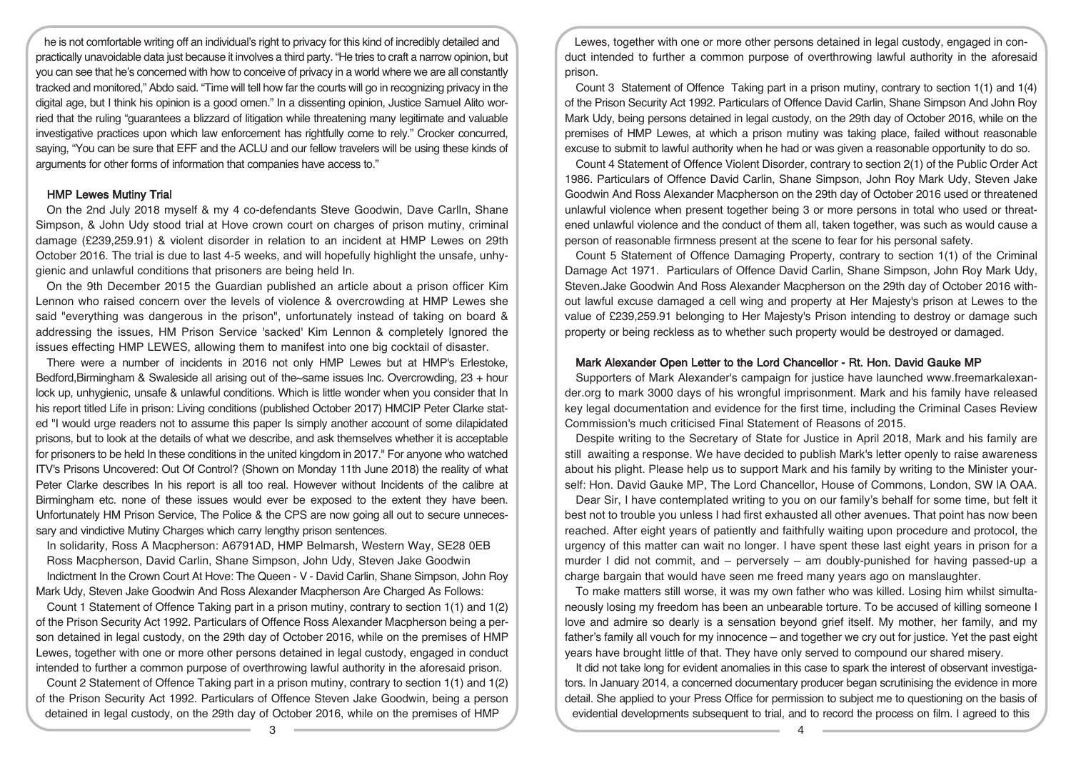he is not comfortable writing off an individual's right to privacy for this kind of incredibly detailed and practically unavoidable data just because it involves a third party. "He tries to craft a narrow opinion, but you can see that he's concerned with how to conceive of privacy in a world where we are all constantly tracked and monitored," Abdo said. "Time will tell how far the courts will go in recognizing privacy in the digital age, but I think his opinion is a good omen." In a dissenting opinion, Justice Samuel Alito worried that the ruling "guarantees a blizzard of litigation while threatening many legitimate and valuable investigative practices upon which law enforcement has rightfully come to rely." Crocker concurred, saying, "You can be sure that EFF and the ACLU and our fellow travelers will be using these kinds of arguments for other forms of information that companies have access to."

## HMP Lewes Mutiny Trial

On the 2nd July 2018 myself & my 4 co-defendants Steve Goodwin, Dave Carlln, Shane Simpson, & John Udy stood trial at Hove crown court on charges of prison mutiny, criminal damage (£239,259.91) & violent disorder in relation to an incident at HMP Lewes on 29th October 2016. The trial is due to last 4-5 weeks, and will hopefully highlight the unsafe, unhygienic and unlawful conditions that prisoners are being held In.

On the 9th December 2015 the Guardian published an article about a prison officer Kim Lennon who raised concern over the levels of violence & overcrowding at HMP Lewes she said "everything was dangerous in the prison", unfortunately instead of taking on board & addressing the issues, HM Prison Service 'sacked' Kim Lennon & completely Ignored the issues effecting HMP LEWES, allowing them to manifest into one big cocktail of disaster.

There were a number of incidents in 2016 not only HMP Lewes but at HMP's Erlestoke, Bedford,Birmingham & Swaleside all arising out of the~same issues Inc. Overcrowding, 23 + hour lock up, unhygienic, unsafe & unlawful conditions. Which is little wonder when you consider that In his report titled Life in prison: Living conditions (published October 2017) HMCIP Peter Clarke stated "I would urge readers not to assume this paper Is simply another account of some dilapidated prisons, but to look at the details of what we describe, and ask themselves whether it is acceptable for prisoners to be held In these conditions in the united kingdom in 2017." For anyone who watched ITV's Prisons Uncovered: Out Of Control? (Shown on Monday 11th June 2018) the reality of what Peter Clarke describes In his report is all too real. However without Incidents of the calibre at Birmingham etc. none of these issues would ever be exposed to the extent they have been. Unfortunately HM Prison Service, The Police & the CPS are now going all out to secure unnecessary and vindictive Mutiny Charges which carry lengthy prison sentences.

In solidarity, Ross A Macpherson: A6791AD, HMP Belmarsh, Western Way, SE28 0EB

Ross Macpherson, David Carlin, Shane Simpson, John Udy, Steven Jake Goodwin

Indictment In the Crown Court At Hove: The Queen - V - David Carlin, Shane Simpson, John Roy Mark Udy, Steven Jake Goodwin And Ross Alexander Macpherson Are Charged As Follows:

Count 1 Statement of Offence Taking part in a prison mutiny, contrary to section 1(1) and 1(2) of the Prison Security Act 1992. Particulars of Offence Ross Alexander Macpherson being a person detained in legal custody, on the 29th day of October 2016, while on the premises of HMP Lewes, together with one or more other persons detained in legal custody, engaged in conduct intended to further a common purpose of overthrowing lawful authority in the aforesaid prison.

Count 2 Statement of Offence Taking part in a prison mutiny, contrary to section 1(1) and 1(2) of the Prison Security Act 1992. Particulars of Offence Steven Jake Goodwin, being a person detained in legal custody, on the 29th day of October 2016, while on the premises of HMP Lewes, together with one or more other persons detained in legal custody, engaged in conduct intended to further a common purpose of overthrowing lawful authority in the aforesaid prison.

Count 3 Statement of Offence Taking part in a prison mutiny, contrary to section 1(1) and 1(4) of the Prison Security Act 1992. Particulars of Offence David Carlin, Shane Simpson And John Roy Mark Udy, being persons detained in legal custody, on the 29th day of October 2016, while on the premises of HMP Lewes, at which a prison mutiny was taking place, failed without reasonable excuse to submit to lawful authority when he had or was given a reasonable opportunity to do so.

Count 4 Statement of Offence Violent Disorder, contrary to section 2(1) of the Public Order Act 1986. Particulars of Offence David Carlin, Shane Simpson, John Roy Mark Udy, Steven Jake Goodwin And Ross Alexander Macpherson on the 29th day of October 2016 used or threatened unlawful violence when present together being 3 or more persons in total who used or threatened unlawful violence and the conduct of them all, taken together, was such as would cause a person of reasonable firmness present at the scene to fear for his personal safety.

Count 5 Statement of Offence Damaging Property, contrary to section 1(1) of the Criminal Damage Act 1971. Particulars of Offence David Carlin, Shane Simpson, John Roy Mark Udy, Steven.Jake Goodwin And Ross Alexander Macpherson on the 29th day of October 2016 without lawful excuse damaged a cell wing and property at Her Majesty's prison at Lewes to the value of £239,259.91 belonging to Her Majesty's Prison intending to destroy or damage such property or being reckless as to whether such property would be destroyed or damaged.

## Mark Alexander Open Letter to the Lord Chancellor - Rt. Hon. David Gauke MP

Supporters of Mark Alexander's campaign for justice have launched www.freemarkalexander.org to mark 3000 days of his wrongful imprisonment. Mark and his family have released key legal documentation and evidence for the first time, including the Criminal Cases Review Commission's much criticised Final Statement of Reasons of 2015.

Despite writing to the Secretary of State for Justice in April 2018, Mark and his family are still awaiting a response. We have decided to publish Mark's letter openly to raise awareness about his plight. Please help us to support Mark and his family by writing to the Minister yourself: Hon. David Gauke MP, The Lord Chancellor, House of Commons, London, SW lA OAA.

Dear Sir, I have contemplated writing to you on our family's behalf for some time, but felt it best not to trouble you unless I had first exhausted all other avenues. That point has now been reached. After eight years of patiently and faithfully waiting upon procedure and protocol, the urgency of this matter can wait no longer. I have spent these last eight years in prison for a murder I did not commit, and – perversely – am doubly-punished for having passed-up a charge bargain that would have seen me freed many years ago on manslaughter.

To make matters still worse, it was my own father who was killed. Losing him whilst simultaneously losing my freedom has been an unbearable torture. To be accused of killing someone I love and admire so dearly is a sensation beyond grief itself. My mother, her family, and my father's family all vouch for my innocence – and together we cry out for justice. Yet the past eight years have brought little of that. They have only served to compound our shared misery.

It did not take long for evident anomalies in this case to spark the interest of observant investigators. In January 2014, a concerned documentary producer began scrutinising the evidence in more detail. She applied to your Press Office for permission to subject me to questioning on the basis of evidential developments subsequent to trial, and to record the process on film. I agreed to this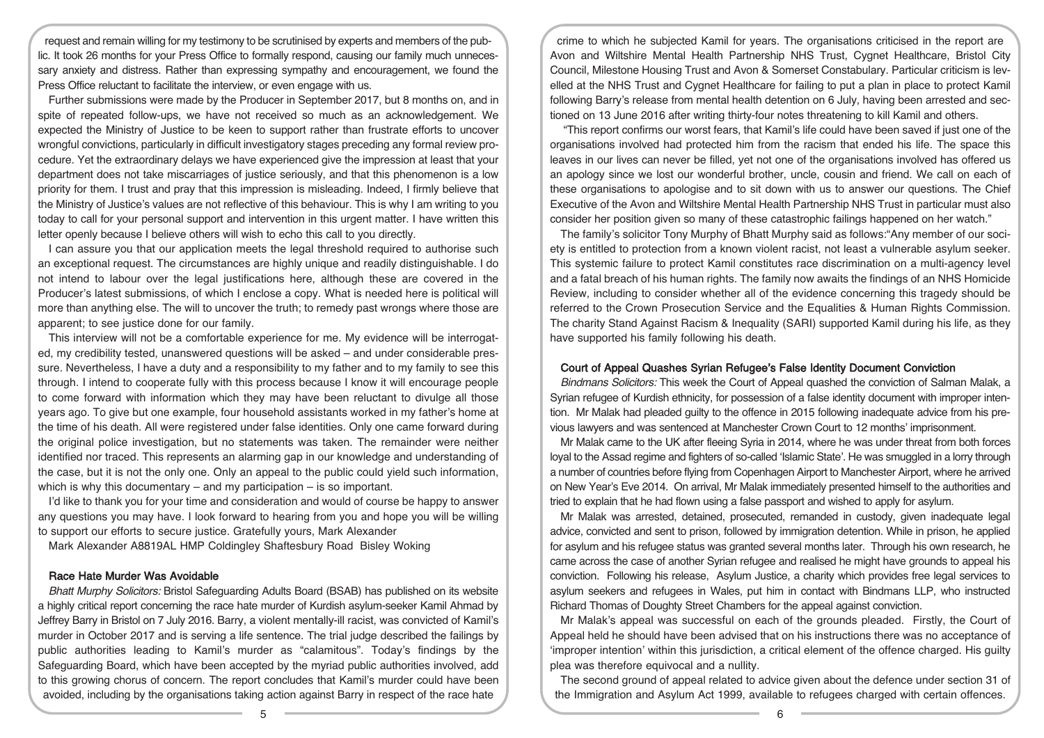request and remain willing for my testimony to be scrutinised by experts and members of the public. It took 26 months for your Press Office to formally respond, causing our family much unnecessary anxiety and distress. Rather than expressing sympathy and encouragement, we found the Press Office reluctant to facilitate the interview, or even engage with us.

Further submissions were made by the Producer in September 2017, but 8 months on, and in spite of repeated follow-ups, we have not received so much as an acknowledgement. We expected the Ministry of Justice to be keen to support rather than frustrate efforts to uncover wrongful convictions, particularly in difficult investigatory stages preceding any formal review procedure. Yet the extraordinary delays we have experienced give the impression at least that your department does not take miscarriages of justice seriously, and that this phenomenon is a low priority for them. I trust and pray that this impression is misleading. Indeed, I firmly believe that the Ministry of Justice's values are not reflective of this behaviour. This is why I am writing to you today to call for your personal support and intervention in this urgent matter. I have written this letter openly because I believe others will wish to echo this call to you directly.

I can assure you that our application meets the legal threshold required to authorise such an exceptional request. The circumstances are highly unique and readily distinguishable. I do not intend to labour over the legal justifications here, although these are covered in the Producer's latest submissions, of which I enclose a copy. What is needed here is political will more than anything else. The will to uncover the truth; to remedy past wrongs where those are apparent; to see justice done for our family.

This interview will not be a comfortable experience for me. My evidence will be interrogated, my credibility tested, unanswered questions will be asked – and under considerable pressure. Nevertheless, I have a duty and a responsibility to my father and to my family to see this through. I intend to cooperate fully with this process because I know it will encourage people to come forward with information which they may have been reluctant to divulge all those years ago. To give but one example, four household assistants worked in my father's home at the time of his death. All were registered under false identities. Only one came forward during the original police investigation, but no statements was taken. The remainder were neither identified nor traced. This represents an alarming gap in our knowledge and understanding of the case, but it is not the only one. Only an appeal to the public could yield such information, which is why this documentary – and my participation – is so important.

I'd like to thank you for your time and consideration and would of course be happy to answer any questions you may have. I look forward to hearing from you and hope you will be willing to support our efforts to secure justice. Gratefully yours, Mark Alexander

Mark Alexander A8819AL HMP Coldingley Shaftesbury Road Bisley Woking

## Race Hate Murder Was Avoidable

*Bhatt Murphy Solicitors:* Bristol Safeguarding Adults Board (BSAB) has published on its website a highly critical report concerning the race hate murder of Kurdish asylum-seeker Kamil Ahmad by Jeffrey Barry in Bristol on 7 July 2016. Barry, a violent mentally-ill racist, was convicted of Kamil's murder in October 2017 and is serving a life sentence. The trial judge described the failings by public authorities leading to Kamil's murder as "calamitous". Today's findings by the Safeguarding Board, which have been accepted by the myriad public authorities involved, add to this growing chorus of concern. The report concludes that Kamil's murder could have been avoided, including by the organisations taking action against Barry in respect of the race hate crime to which he subjected Kamil for years. The organisations criticised in the report are Avon and Wiltshire Mental Health Partnership NHS Trust, Cygnet Healthcare, Bristol City Council, Milestone Housing Trust and Avon & Somerset Constabulary. Particular criticism is levelled at the NHS Trust and Cygnet Healthcare for failing to put a plan in place to protect Kamil following Barry's release from mental health detention on 6 July, having been arrested and sectioned on 13 June 2016 after writing thirty-four notes threatening to kill Kamil and others.

"This report confirms our worst fears, that Kamil's life could have been saved if just one of the organisations involved had protected him from the racism that ended his life. The space this leaves in our lives can never be filled, yet not one of the organisations involved has offered us an apology since we lost our wonderful brother, uncle, cousin and friend. We call on each of these organisations to apologise and to sit down with us to answer our questions. The Chief Executive of the Avon and Wiltshire Mental Health Partnership NHS Trust in particular must also consider her position given so many of these catastrophic failings happened on her watch."

The family's solicitor Tony Murphy of Bhatt Murphy said as follows:"Any member of our society is entitled to protection from a known violent racist, not least a vulnerable asylum seeker. This systemic failure to protect Kamil constitutes race discrimination on a multi-agency level and a fatal breach of his human rights. The family now awaits the findings of an NHS Homicide Review, including to consider whether all of the evidence concerning this tragedy should be referred to the Crown Prosecution Service and the Equalities & Human Rights Commission. The charity Stand Against Racism & Inequality (SARI) supported Kamil during his life, as they have supported his family following his death.

## Court of Appeal Quashes Syrian Refugee's False Identity Document Conviction

*Bindmans Solicitors:* This week the Court of Appeal quashed the conviction of Salman Malak, a Syrian refugee of Kurdish ethnicity, for possession of a false identity document with improper intention. Mr Malak had pleaded guilty to the offence in 2015 following inadequate advice from his previous lawyers and was sentenced at Manchester Crown Court to 12 months' imprisonment.

Mr Malak came to the UK after fleeing Syria in 2014, where he was under threat from both forces loyal to the Assad regime and fighters of so-called 'Islamic State'. He was smuggled in a lorry through a number of countries before flying from Copenhagen Airport to Manchester Airport, where he arrived on New Year's Eve 2014. On arrival, Mr Malak immediately presented himself to the authorities and tried to explain that he had flown using a false passport and wished to apply for asylum.

Mr Malak was arrested, detained, prosecuted, remanded in custody, given inadequate legal advice, convicted and sent to prison, followed by immigration detention. While in prison, he applied for asylum and his refugee status was granted several months later. Through his own research, he came across the case of another Syrian refugee and realised he might have grounds to appeal his conviction. Following his release, Asylum Justice, a charity which provides free legal services to asylum seekers and refugees in Wales, put him in contact with Bindmans LLP, who instructed Richard Thomas of Doughty Street Chambers for the appeal against conviction.

Mr Malak's appeal was successful on each of the grounds pleaded. Firstly, the Court of Appeal held he should have been advised that on his instructions there was no acceptance of 'improper intention' within this jurisdiction, a critical element of the offence charged. His guilty plea was therefore equivocal and a nullity.

The second ground of appeal related to advice given about the defence under section 31 of the Immigration and Asylum Act 1999, available to refugees charged with certain offences.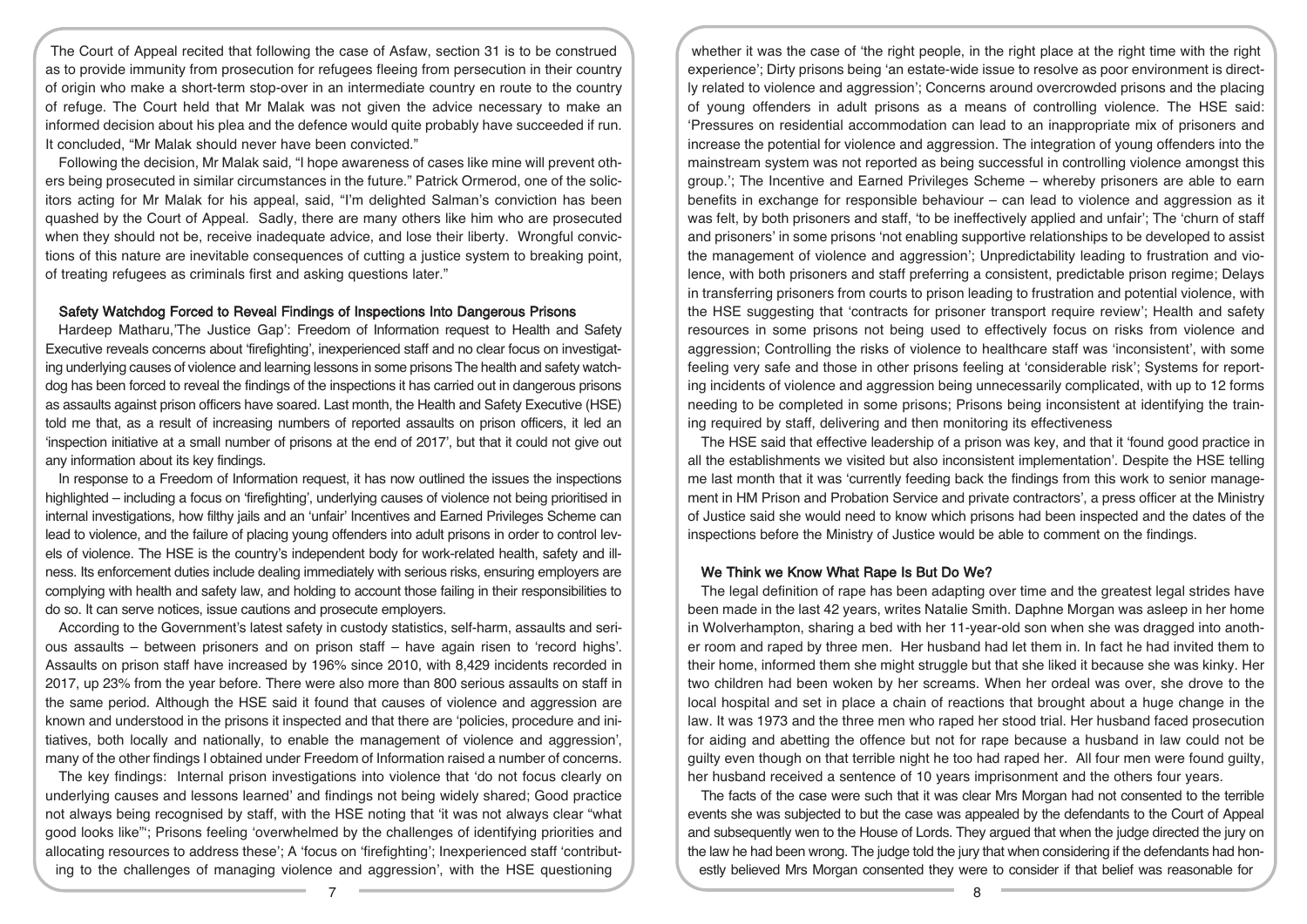The Court of Appeal recited that following the case of Asfaw, section 31 is to be construed as to provide immunity from prosecution for refugees fleeing from persecution in their country of origin who make a short-term stop-over in an intermediate country en route to the country of refuge. The Court held that Mr Malak was not given the advice necessary to make an informed decision about his plea and the defence would quite probably have succeeded if run. It concluded, "Mr Malak should never have been convicted."

Following the decision, Mr Malak said, "I hope awareness of cases like mine will prevent others being prosecuted in similar circumstances in the future." Patrick Ormerod, one of the solicitors acting for Mr Malak for his appeal, said, "I'm delighted Salman's conviction has been quashed by the Court of Appeal. Sadly, there are many others like him who are prosecuted when they should not be, receive inadequate advice, and lose their liberty. Wrongful convictions of this nature are inevitable consequences of cutting a justice system to breaking point, of treating refugees as criminals first and asking questions later."

## Safety Watchdog Forced to Reveal Findings of Inspections Into Dangerous Prisons

Hardeep Matharu,'The Justice Gap': Freedom of Information request to Health and Safety Executive reveals concerns about 'firefighting', inexperienced staff and no clear focus on investigating underlying causes of violence and learning lessons in some prisons The health and safety watchdog has been forced to reveal the findings of the inspections it has carried out in dangerous prisons as assaults against prison officers have soared. Last month, the Health and Safety Executive (HSE) told me that, as a result of increasing numbers of reported assaults on prison officers, it led an 'inspection initiative at a small number of prisons at the end of 2017', but that it could not give out any information about its key findings.

In response to a Freedom of Information request, it has now outlined the issues the inspections highlighted – including a focus on 'firefighting', underlying causes of violence not being prioritised in internal investigations, how filthy jails and an 'unfair' Incentives and Earned Privileges Scheme can lead to violence, and the failure of placing young offenders into adult prisons in order to control levels of violence. The HSE is the country's independent body for work-related health, safety and illness. Its enforcement duties include dealing immediately with serious risks, ensuring employers are complying with health and safety law, and holding to account those failing in their responsibilities to do so. It can serve notices, issue cautions and prosecute employers.

According to the Government's latest safety in custody statistics, self-harm, assaults and serious assaults – between prisoners and on prison staff – have again risen to 'record highs'. Assaults on prison staff have increased by 196% since 2010, with 8,429 incidents recorded in 2017, up 23% from the year before. There were also more than 800 serious assaults on staff in the same period. Although the HSE said it found that causes of violence and aggression are known and understood in the prisons it inspected and that there are 'policies, procedure and initiatives, both locally and nationally, to enable the management of violence and aggression', many of the other findings I obtained under Freedom of Information raised a number of concerns.

The key findings: Internal prison investigations into violence that 'do not focus clearly on underlying causes and lessons learned' and findings not being widely shared; Good practice not always being recognised by staff, with the HSE noting that 'it was not always clear "what good looks like"'; Prisons feeling 'overwhelmed by the challenges of identifying priorities and allocating resources to address these'; A 'focus on 'firefighting'; Inexperienced staff 'contributing to the challenges of managing violence and aggression', with the HSE questioning whether it was the case of 'the right people, in the right place at the right time with the right experience'; Dirty prisons being 'an estate-wide issue to resolve as poor environment is directly related to violence and aggression'; Concerns around overcrowded prisons and the placing of young offenders in adult prisons as a means of controlling violence. The HSE said: 'Pressures on residential accommodation can lead to an inappropriate mix of prisoners and increase the potential for violence and aggression. The integration of young offenders into the mainstream system was not reported as being successful in controlling violence amongst this group.'; The Incentive and Earned Privileges Scheme – whereby prisoners are able to earn benefits in exchange for responsible behaviour – can lead to violence and aggression as it was felt, by both prisoners and staff, 'to be ineffectively applied and unfair'; The 'churn of staff and prisoners' in some prisons 'not enabling supportive relationships to be developed to assist the management of violence and aggression'; Unpredictability leading to frustration and violence, with both prisoners and staff preferring a consistent, predictable prison regime; Delays in transferring prisoners from courts to prison leading to frustration and potential violence, with the HSE suggesting that 'contracts for prisoner transport require review'; Health and safety resources in some prisons not being used to effectively focus on risks from violence and aggression; Controlling the risks of violence to healthcare staff was 'inconsistent', with some feeling very safe and those in other prisons feeling at 'considerable risk'; Systems for reporting incidents of violence and aggression being unnecessarily complicated, with up to 12 forms needing to be completed in some prisons; Prisons being inconsistent at identifying the training required by staff, delivering and then monitoring its effectiveness

The HSE said that effective leadership of a prison was key, and that it 'found good practice in all the establishments we visited but also inconsistent implementation'. Despite the HSE telling me last month that it was 'currently feeding back the findings from this work to senior management in HM Prison and Probation Service and private contractors', a press officer at the Ministry of Justice said she would need to know which prisons had been inspected and the dates of the inspections before the Ministry of Justice would be able to comment on the findings.

## We Think we Know What Rape Is But Do We?

The legal definition of rape has been adapting over time and the greatest legal strides have been made in the last 42 years, writes Natalie Smith. Daphne Morgan was asleep in her home in Wolverhampton, sharing a bed with her 11-year-old son when she was dragged into another room and raped by three men. Her husband had let them in. In fact he had invited them to their home, informed them she might struggle but that she liked it because she was kinky. Her two children had been woken by her screams. When her ordeal was over, she drove to the local hospital and set in place a chain of reactions that brought about a huge change in the law. It was 1973 and the three men who raped her stood trial. Her husband faced prosecution for aiding and abetting the offence but not for rape because a husband in law could not be guilty even though on that terrible night he too had raped her. All four men were found guilty, her husband received a sentence of 10 years imprisonment and the others four years.

The facts of the case were such that it was clear Mrs Morgan had not consented to the terrible events she was subjected to but the case was appealed by the defendants to the Court of Appeal and subsequently went to the House of Lords. They argued that when the judge directed the jury on the law he had been wrong. The judge told the jury that when considering if the defendants had honestly believed Mrs Morgan consented they were to consider if that belief was reasonable for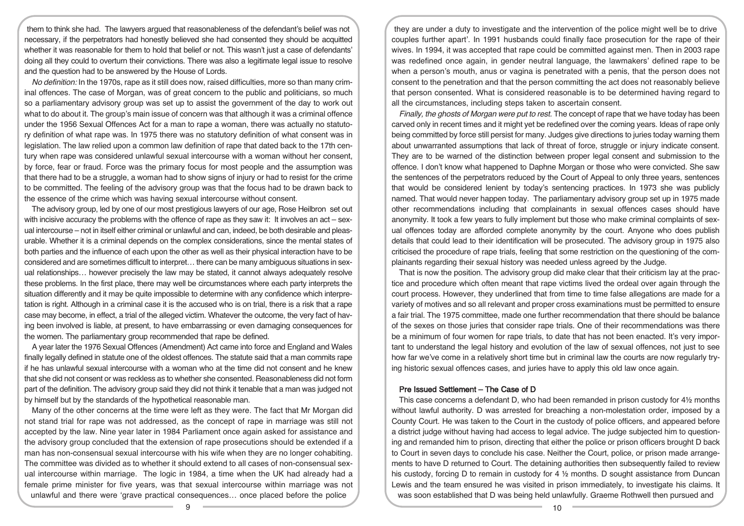them to think she had. The lawyers argued that reasonableness of the defendant's belief was not necessary, if the perpetrators had honestly believed she had consented they should be acquitted whether it was reasonable for them to hold that belief or not. This wasn't just a case of defendants' doing all they could to overturn their convictions. There was also a legitimate legal issue to resolve and the question had to be answered by the House of Lords.

*No definition:* In the 1970s, rape as it still does now, raised difficulties, more so than many criminal offences. The case of Morgan, was of great concern to the public and politicians, so much so a parliamentary advisory group was set up to assist the government of the day to work out what to do about it. The group's main issue of concern was that although it was a criminal offence under the 1956 Sexual Offences Act for a man to rape a woman, there was actually no statutory definition of what rape was. In 1975 there was no statutory definition of what consent was in legislation. The law relied upon a common law definition of rape that dated back to the 17th century when rape was considered unlawful sexual intercourse with a woman without her consent, by force, fear or fraud. Force was the primary focus for most people and the assumption was that there had to be a struggle, a woman had to show signs of injury or had to resist for the crime to be committed. The feeling of the advisory group was that the focus had to be drawn back to the essence of the crime which was having sexual intercourse without consent.

The advisory group, led by one of our most prestigious lawyers of our age, Rose Heilbron set out with incisive accuracy the problems with the offence of rape as they saw it: It involves an act – sexual intercourse – not in itself either criminal or unlawful and can, indeed, be both desirable and pleasurable. Whether it is a criminal depends on the complex considerations, since the mental states of both parties and the influence of each upon the other as well as their physical interaction have to be considered and are sometimes difficult to interpret… there can be many ambiguous situations in sexual relationships… however precisely the law may be stated, it cannot always adequately resolve these problems. In the first place, there may well be circumstances where each party interprets the situation differently and it may be quite impossible to determine with any confidence which interpretation is right. Although in a criminal case it is the accused who is on trial, there is a risk that a rape case may become, in effect, a trial of the alleged victim. Whatever the outcome, the very fact of having been involved is liable, at present, to have embarrassing or even damaging consequences for the women. The parliamentary group recommended that rape be defined.

A year later the 1976 Sexual Offences (Amendment) Act came into force and England and Wales finally legally defined in statute one of the oldest offences. The statute said that a man commits rape if he has unlawful sexual intercourse with a woman who at the time did not consent and he knew that she did not consent or was reckless as to whether she consented. Reasonableness did not form part of the definition. The advisory group said they did not think it tenable that a man was judged not by himself but by the standards of the hypothetical reasonable man.

Many of the other concerns at the time were left as they were. The fact that Mr Morgan did not stand trial for rape was not addressed, as the concept of rape in marriage was still not accepted by the law. Nine year later in 1984 Parliament once again asked for assistance and the advisory group concluded that the extension of rape prosecutions should be extended if a man has non-consensual sexual intercourse with his wife when they are no longer cohabiting. The committee was divided as to whether it should extend to all cases of non-consensual sexual intercourse within marriage. The logic in 1984, a time when the UK had already had a female prime minister for five years, was that sexual intercourse within marriage was not unlawful and there were 'grave practical consequences… once placed before the police they are under a duty to investigate and the intervention of the police might well be to drive couples further apart'. In 1991 husbands could finally face prosecution for the rape of their wives. In 1994, it was accepted that rape could be committed against men. Then in 2003 rape was redefined once again, in gender neutral language, the lawmakers' defined rape to be when a person's mouth, anus or vagina is penetrated with a penis, that the person does not consent to the penetration and that the person committing the act does not reasonably believe that person consented. What is considered reasonable is to be determined having regard to all the circumstances, including steps taken to ascertain consent.

*Finally, the ghosts of Morgan were put to rest.* The concept of rape that we have today has been carved only in recent times and it might yet be redefined over the coming years. Ideas of rape only being committed by force still persist for many. Judges give directions to juries today warning them about unwarranted assumptions that lack of threat of force, struggle or injury indicate consent. They are to be warned of the distinction between proper legal consent and submission to the offence. I don't know what happened to Daphne Morgan or those who were convicted. She saw the sentences of the perpetrators reduced by the Court of Appeal to only three years, sentences that would be considered lenient by today's sentencing practices. In 1973 she was publicly named. That would never happen today. The parliamentary advisory group set up in 1975 made other recommendations including that complainants in sexual offences cases should have anonymity. It took a few years to fully implement but those who make criminal complaints of sexual offences today are afforded complete anonymity by the court. Anyone who does publish details that could lead to their identification will be prosecuted. The advisory group in 1975 also criticised the procedure of rape trials, feeling that some restriction on the questioning of the complainants regarding their sexual history was needed unless agreed by the Judge.

That is now the position. The advisory group did make clear that their criticism lay at the practice and procedure which often meant that rape victims lived the ordeal over again through the court process. However, they underlined that from time to time false allegations are made for a variety of motives and so all relevant and proper cross examinations must be permitted to ensure a fair trial. The 1975 committee, made one further recommendation that there should be balance of the sexes on those juries that consider rape trials. One of their recommendations was there be a minimum of four women for rape trials, to date that has not been enacted. It's very important to understand the legal history and evolution of the law of sexual offences, not just to see how far we've come in a relatively short time but in criminal law the courts are now regularly trying historic sexual offences cases, and juries have to apply this old law once again.

## Pre Issued Settlement – The Case of D

This case concerns a defendant D, who had been remanded in prison custody for 4½ months without lawful authority. D was arrested for breaching a non-molestation order, imposed by a County Court. He was taken to the Court in the custody of police officers, and appeared before a district judge without having had access to legal advice. The judge subjected him to questioning and remanded him to prison, directing that either the police or prison officers brought D back to Court in seven days to conclude his case. Neither the Court, police, or prison made arrangements to have D returned to Court. The detaining authorities then subsequently failed to review his custody, forcing D to remain in custody for 4 ½ months. D sought assistance from Duncan Lewis and the team ensured he was visited in prison immediately, to investigate his claims. It was soon established that D was being held unlawfully. Graeme Rothwell then pursued and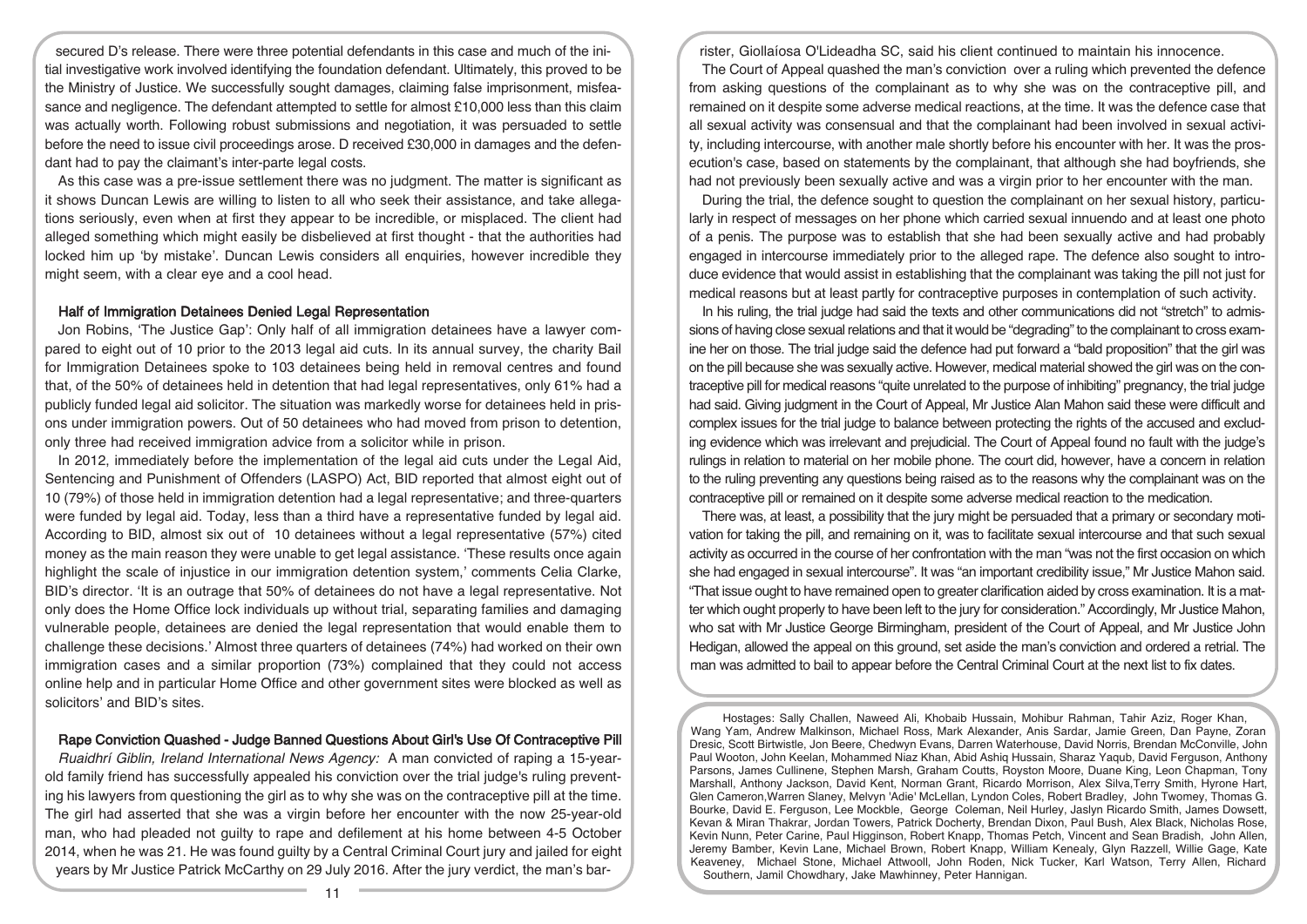secured D's release. There were three potential defendants in this case and much of the initial investigative work involved identifying the foundation defendant. Ultimately, this proved to be the Ministry of Justice. We successfully sought damages, claiming false imprisonment, misfeasance and negligence. The defendant attempted to settle for almost £10,000 less than this claim was actually worth. Following robust submissions and negotiation, it was persuaded to settle before the need to issue civil proceedings arose. D received £30,000 in damages and the defendant had to pay the claimant's inter-parte legal costs.

As this case was a pre-issue settlement there was no judgment. The matter is significant as it shows Duncan Lewis are willing to listen to all who seek their assistance, and take allegations seriously, even when at first they appear to be incredible, or misplaced. The client had alleged something which might easily be disbelieved at first thought - that the authorities had locked him up 'by mistake'. Duncan Lewis considers all enquiries, however incredible they might seem, with a clear eye and a cool head.

### Half of Immigration Detainees Denied Legal Representation

Jon Robins, 'The Justice Gap': Only half of all immigration detainees have a lawyer compared to eight out of 10 prior to the 2013 legal aid cuts. In its annual survey, the charity Bail for Immigration Detainees spoke to 103 detainees being held in removal centres and found that, of the 50% of detainees held in detention that had legal representatives, only 61% had a publicly funded legal aid solicitor. The situation was markedly worse for detainees held in prisons under immigration powers. Out of 50 detainees who had moved from prison to detention, only three had received immigration advice from a solicitor while in prison.

In 2012, immediately before the implementation of the legal aid cuts under the Legal Aid, Sentencing and Punishment of Offenders (LASPO) Act, BID reported that almost eight out of 10 (79%) of those held in immigration detention had a legal representative; and three-quarters were funded by legal aid. Today, less than a third have a representative funded by legal aid. According to BID, almost six out of 10 detainees without a legal representative (57%) cited money as the main reason they were unable to get legal assistance. 'These results once again highlight the scale of injustice in our immigration detention system,' comments Celia Clarke, BID's director. 'It is an outrage that 50% of detainees do not have a legal representative. Not only does the Home Office lock individuals up without trial, separating families and damaging vulnerable people, detainees are denied the legal representation that would enable them to challenge these decisions.' Almost three quarters of detainees (74%) had worked on their own immigration cases and a similar proportion (73%) complained that they could not access online help and in particular Home Office and other government sites were blocked as well as solicitors' and BID's sites.

### Rape Conviction Quashed - Judge Banned Questions About Girl's Use Of Contraceptive Pill

*Ruaidhrí Giblin, Ireland International News Agency:* A man convicted of raping a 15-year-old family friend has successfully appealed his conviction over the trial judge's ruling preventing his lawyers from questioning the girl as to why she was on the contraceptive pill at the time. The girl had asserted that she was a virgin before her encounter with the now 25-year-old man, who had pleaded not guilty to rape and defilement at his home between 4-5 October 2014, when he was 21. He was found guilty by a Central Criminal Court jury and jailed for eight years by Mr Justice Patrick McCarthy on 29 July 2016. After the jury verdict, the man's barrister, Giollaíosa O'Lideadha SC, said his client continued to maintain his innocence.

The Court of Appeal quashed the man's conviction over a ruling which prevented the defence from asking questions of the complainant as to why she was on the contraceptive pill, and remained on it despite some adverse medical reactions, at the time. It was the defence case that all sexual activity was consensual and that the complainant had been involved in sexual activity, including intercourse, with another male shortly before his encounter with her. It was the prosecution's case, based on statements by the complainant, that although she had boyfriends, she had not previously been sexually active and was a virgin prior to her encounter with the man.

During the trial, the defence sought to question the complainant on her sexual history, particularly in respect of messages on her phone which carried sexual innuendo and at least one photo of a penis. The purpose was to establish that she had been sexually active and had probably engaged in intercourse immediately prior to the alleged rape. The defence also sought to introduce evidence that would assist in establishing that the complainant was taking the pill not just for medical reasons but at least partly for contraceptive purposes in contemplation of such activity.

In his ruling, the trial judge had said the texts and other communications did not "stretch" to admissions of having close sexual relations and that it would be "degrading" to the complainant to cross examine her on those. The trial judge said the defence had put forward a "bald proposition" that the girl was on the pill because she was sexually active. However, medical material showed the girl was on the contraceptive pill for medical reasons "quite unrelated to the purpose of inhibiting" pregnancy, the trial judge had said. Giving judgment in the Court of Appeal, Mr Justice Alan Mahon said these were difficult and complex issues for the trial judge to balance between protecting the rights of the accused and excluding evidence which was irrelevant and prejudicial. The Court of Appeal found no fault with the judge's rulings in relation to material on her mobile phone. The court did, however, have a concern in relation to the ruling preventing any questions being raised as to the reasons why the complainant was on the contraceptive pill or remained on it despite some adverse medical reaction to the medication.

There was, at least, a possibility that the jury might be persuaded that a primary or secondary motivation for taking the pill, and remaining on it, was to facilitate sexual intercourse and that such sexual activity as occurred in the course of her confrontation with the man "was not the first occasion on which she had engaged in sexual intercourse". It was "an important credibility issue," Mr Justice Mahon said. "That issue ought to have remained open to greater clarification aided by cross examination. It is a matter which ought properly to have been left to the jury for consideration." Accordingly, Mr Justice Mahon, who sat with Mr Justice George Birmingham, president of the Court of Appeal, and Mr Justice John Hedigan, allowed the appeal on this ground, set aside the man's conviction and ordered a retrial. The man was admitted to bail to appear before the Central Criminal Court at the next list to fix dates.

Hostages: Sally Challen, Naweed Ali, Khobaib Hussain, Mohibur Rahman, Tahir Aziz, Roger Khan, Wang Yam, Andrew Malkinson, Michael Ross, Mark Alexander, Anis Sardar, Jamie Green, Dan Payne, Zoran Dresic, Scott Birtwistle, Jon Beere, Chedwyn Evans, Darren Waterhouse, David Norris, Brendan McConville, John Paul Wooton, John Keelan, Mohammed Niaz Khan, Abid Ashiq Hussain, Sharaz Yaqub, David Ferguson, Anthony Parsons, James Cullinene, Stephen Marsh, Graham Coutts, Royston Moore, Duane King, Leon Chapman, Tony Marshall, Anthony Jackson, David Kent, Norman Grant, Ricardo Morrison, Alex Silva,Terry Smith, Hyrone Hart, Glen Cameron,Warren Slaney, Melvyn 'Adie' McLellan, Lyndon Coles, Robert Bradley, John Twomey, Thomas G. Bourke, David E. Ferguson, Lee Mockble, George Coleman, Neil Hurley, Jaslyn Ricardo Smith, James Dowsett, Kevan & Miran Thakrar, Jordan Towers, Patrick Docherty, Brendan Dixon, Paul Bush, Alex Black, Nicholas Rose, Kevin Nunn, Peter Carine, Paul Higginson, Robert Knapp, Thomas Petch, Vincent and Sean Bradish, John Allen, Jeremy Bamber, Kevin Lane, Michael Brown, Robert Knapp, William Kenealy, Glyn Razzell, Willie Gage, Kate Keaveney, Michael Stone, Michael Attwooll, John Roden, Nick Tucker, Karl Watson, Terry Allen, Richard Southern, Jamil Chowdhary, Jake Mawhinney, Peter Hannigan.